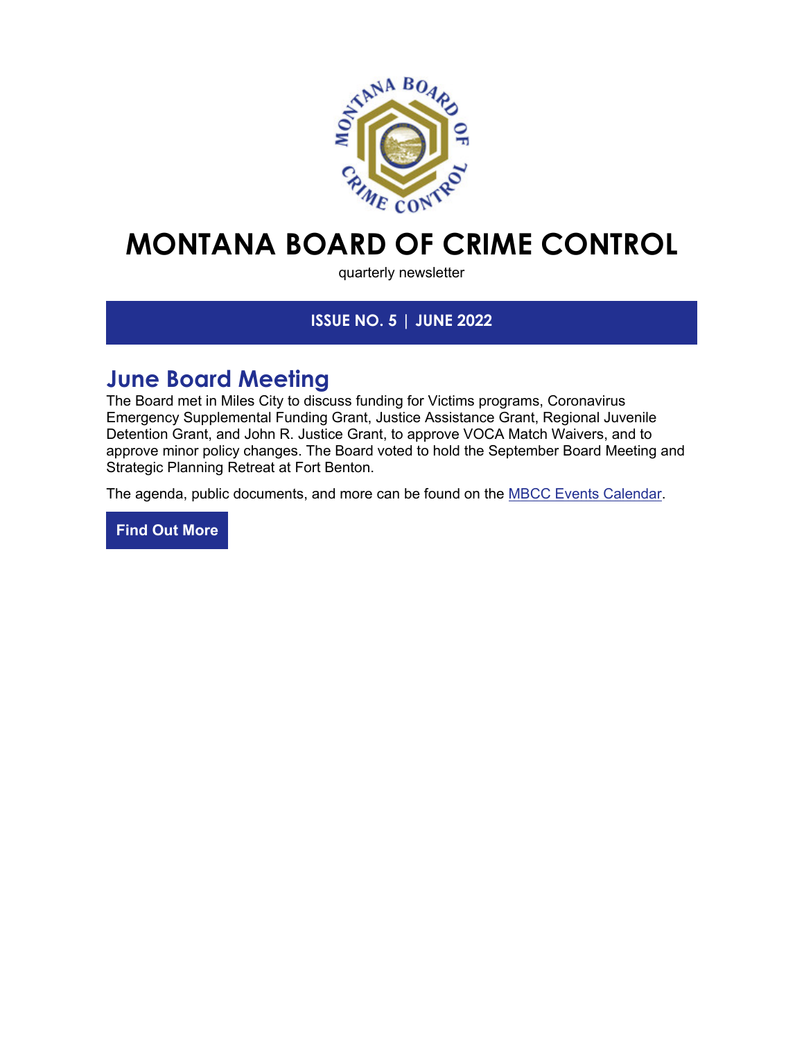# MONTANA BOARD OF CRIME CONTROL

quarterly newsletter

**ISSUE NO. 5 | JUNE 2022**

## June Board Meeting

The Board met in Miles City to discuss funding for Victims programs, Coronavirus Emergency Supplemental Funding Grant, Justice Assistance Grant, Regional Juvenile Detention Grant, and John R. Justice Grant, to approve VOCA Match Waivers, and to approve minor policy changes. The Board voted to hold the September Board Meeting and Strategic Planning Retreat at Fort Benton.

The agenda, public documents, and more can be found on the MBCC Events Calendar.

**Find Out More**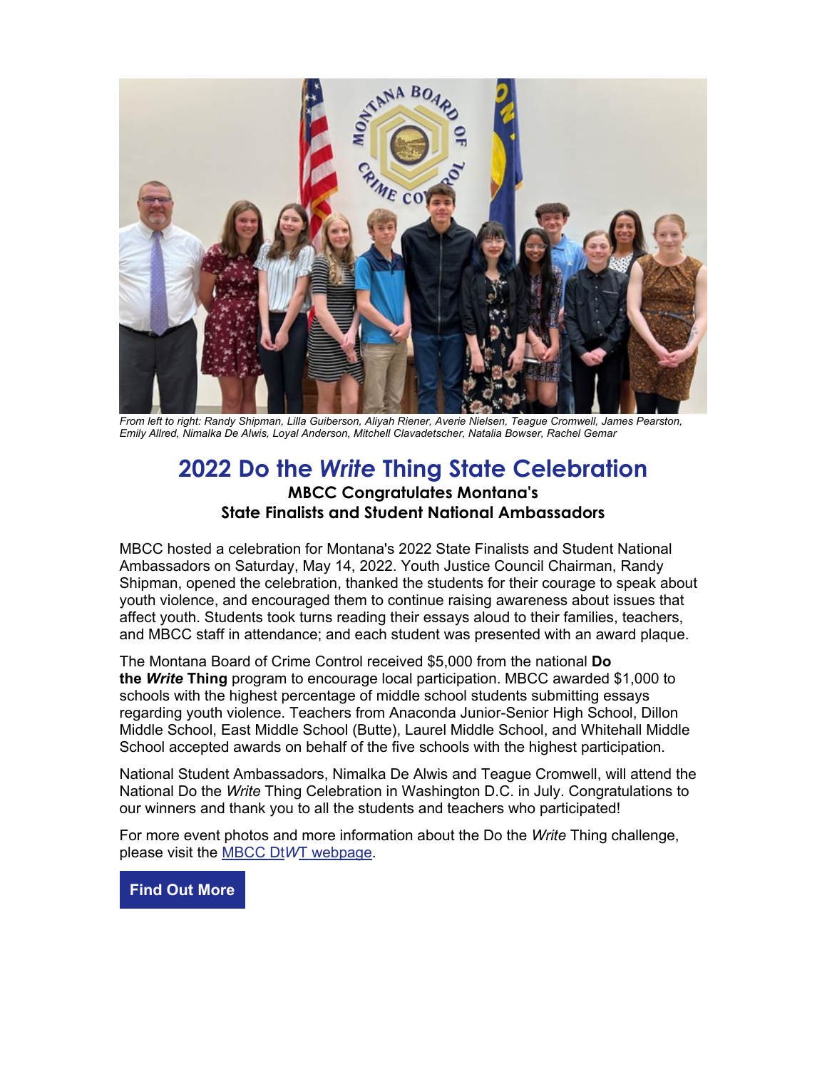*From left to right: Randy Shipman, Lilla Guiberson, Aliyah Riener, Averie Nielsen, Teague Cromwell, James Pearston, Emily Allred, Nimalka De Alwis, Loyal Anderson, Mitchell Clavadetscher, Natalia Bowser, Rachel Gemar*

# 2022 Do the *Write* Thing State Celebration

### MBCC Congratulates Montana's State Finalists and Student National Ambassadors

MBCC hosted a celebration for Montana's 2022 State Finalists and Student National Ambassadors on Saturday, May 14, 2022. Youth Justice Council Chairman, Randy Shipman, opened the celebration, thanked the students for their courage to speak about youth violence, and encouraged them to continue raising awareness about issues that affect youth. Students took turns reading their essays aloud to their families, teachers, and MBCC staff in attendance; and each student was presented with an award plaque.

The Montana Board of Crime Control received $5,000 from the national **Do the *Write* Thing** program to encourage local participation. MBCC awarded $1,000 to schools with the highest percentage of middle school students submitting essays regarding youth violence. Teachers from Anaconda Junior-Senior High School, Dillon Middle School, East Middle School (Butte), Laurel Middle School, and Whitehall Middle School accepted awards on behalf of the five schools with the highest participation.

National Student Ambassadors, Nimalka De Alwis and Teague Cromwell, will attend the National Do the *Write* Thing Celebration in Washington D.C. in July. Congratulations to our winners and thank you to all the students and teachers who participated!

For more event photos and more information about the Do the *Write* Thing challenge, please visit the MBCC Dt*W*T webpage.

**Find Out More**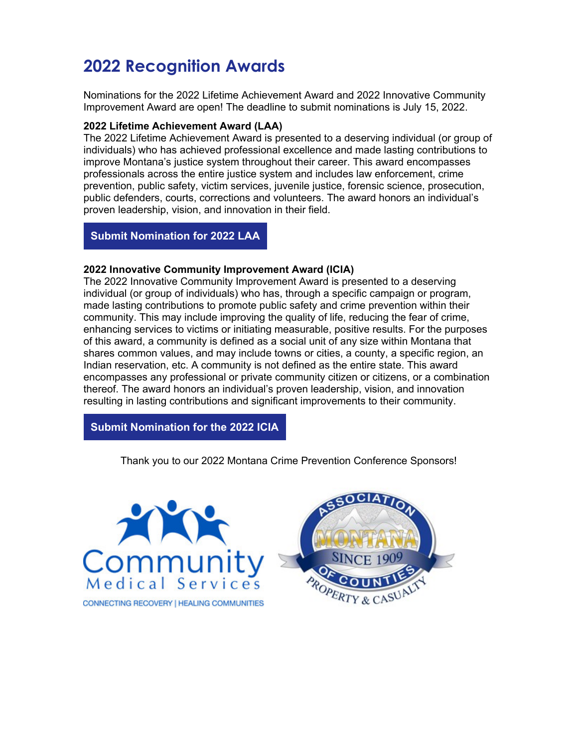# 2022 Recognition Awards

Nominations for the 2022 Lifetime Achievement Award and 2022 Innovative Community Improvement Award are open! The deadline to submit nominations is July 15, 2022.

**2022 Lifetime Achievement Award (LAA)**

The 2022 Lifetime Achievement Award is presented to a deserving individual (or group of individuals) who has achieved professional excellence and made lasting contributions to improve Montana's justice system throughout their career. This award encompasses professionals across the entire justice system and includes law enforcement, crime prevention, public safety, victim services, juvenile justice, forensic science, prosecution, public defenders, courts, corrections and volunteers. The award honors an individual's proven leadership, vision, and innovation in their field.

**Submit Nomination for 2022 LAA**

**2022 Innovative Community Improvement Award (ICIA)**

The 2022 Innovative Community Improvement Award is presented to a deserving individual (or group of individuals) who has, through a specific campaign or program, made lasting contributions to promote public safety and crime prevention within their community. This may include improving the quality of life, reducing the fear of crime, enhancing services to victims or initiating measurable, positive results. For the purposes of this award, a community is defined as a social unit of any size within Montana that shares common values, and may include towns or cities, a county, a specific region, an Indian reservation, etc. A community is not defined as the entire state. This award encompasses any professional or private community citizen or citizens, or a combination thereof. The award honors an individual's proven leadership, vision, and innovation resulting in lasting contributions and significant improvements to their community.

**Submit Nomination for the 2022 ICIA**

Thank you to our 2022 Montana Crime Prevention Conference Sponsors!

Community Medical Services — CONNECTING RECOVERY | HEALING COMMUNITIES

Montana Association of Counties Property & Casualty — Since 1909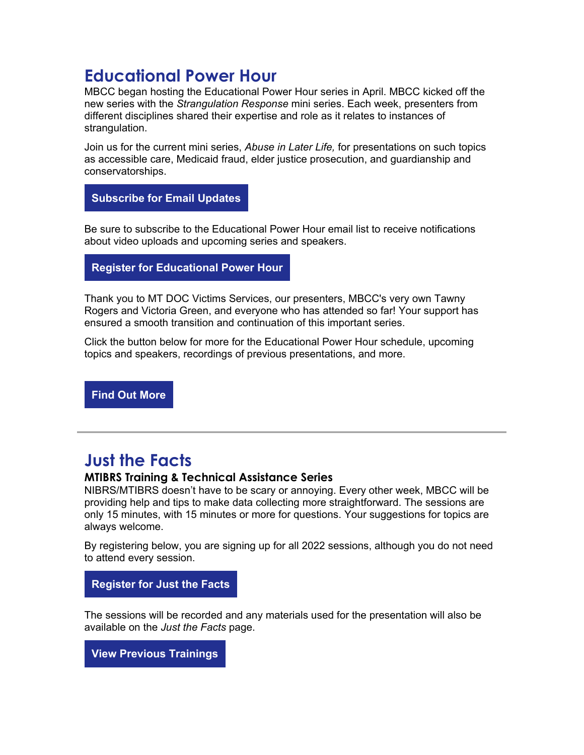## Educational Power Hour

MBCC began hosting the Educational Power Hour series in April. MBCC kicked off the new series with the *Strangulation Response* mini series. Each week, presenters from different disciplines shared their expertise and role as it relates to instances of strangulation.

Join us for the current mini series, *Abuse in Later Life,* for presentations on such topics as accessible care, Medicaid fraud, elder justice prosecution, and guardianship and conservatorships.

**Subscribe for Email Updates**

Be sure to subscribe to the Educational Power Hour email list to receive notifications about video uploads and upcoming series and speakers.

**Register for Educational Power Hour**

Thank you to MT DOC Victims Services, our presenters, MBCC's very own Tawny Rogers and Victoria Green, and everyone who has attended so far! Your support has ensured a smooth transition and continuation of this important series.

Click the button below for more for the Educational Power Hour schedule, upcoming topics and speakers, recordings of previous presentations, and more.

**Find Out More**

---

## Just the Facts

### MTIBRS Training & Technical Assistance Series

NIBRS/MTIBRS doesn't have to be scary or annoying. Every other week, MBCC will be providing help and tips to make data collecting more straightforward. The sessions are only 15 minutes, with 15 minutes or more for questions. Your suggestions for topics are always welcome.

By registering below, you are signing up for all 2022 sessions, although you do not need to attend every session.

**Register for Just the Facts**

The sessions will be recorded and any materials used for the presentation will also be available on the *Just the Facts* page.

**View Previous Trainings**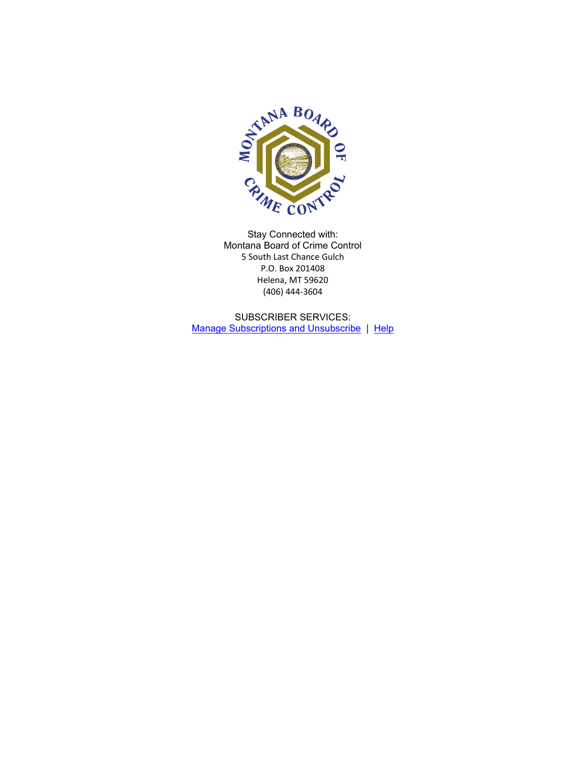Stay Connected with:
Montana Board of Crime Control
5 South Last Chance Gulch
P.O. Box 201408
Helena, MT 59620
(406) 444-3604

SUBSCRIBER SERVICES:
Manage Subscriptions and Unsubscribe | Help